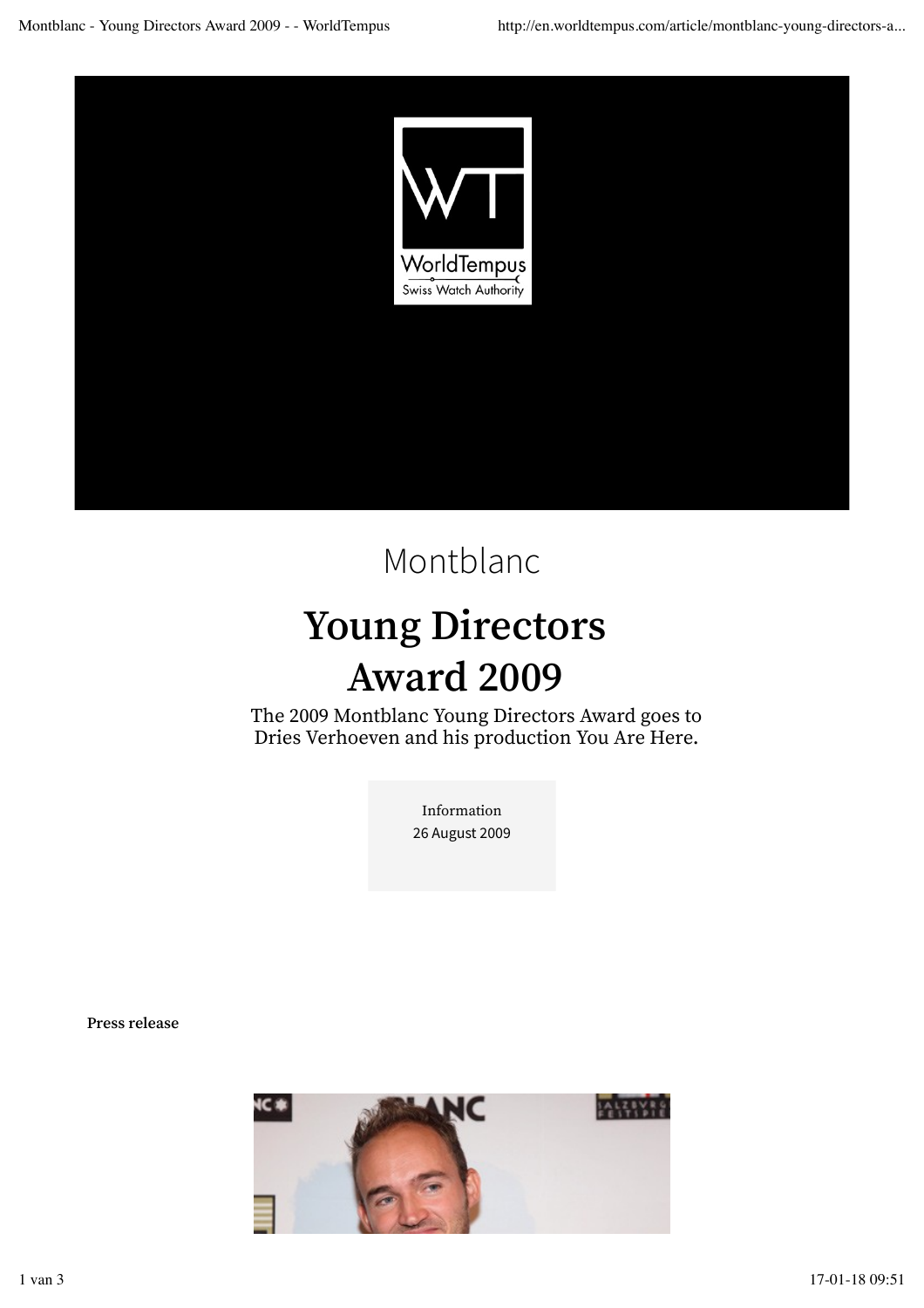Montblanc

# Young Directors Award 2009

The 2009 Montblanc Young Directors Award goes to Dries Verhoeven and his production You Are Here.

Information
26 August 2009

**Press release**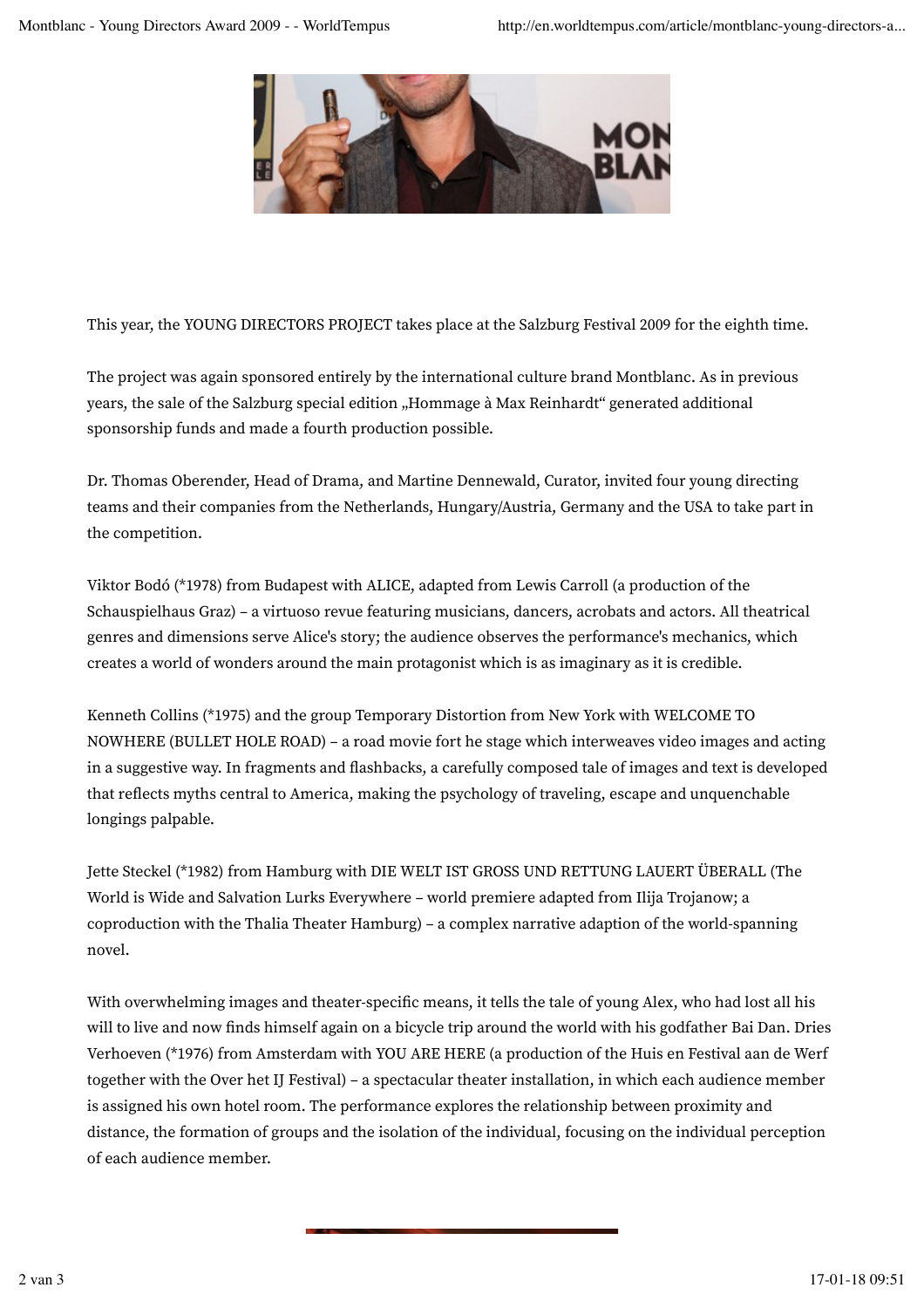This year, the YOUNG DIRECTORS PROJECT takes place at the Salzburg Festival 2009 for the eighth time.

The project was again sponsored entirely by the international culture brand Montblanc. As in previous years, the sale of the Salzburg special edition „Hommage à Max Reinhardt" generated additional sponsorship funds and made a fourth production possible.

Dr. Thomas Oberender, Head of Drama, and Martine Dennewald, Curator, invited four young directing teams and their companies from the Netherlands, Hungary/Austria, Germany and the USA to take part in the competition.

Viktor Bodó (*1978) from Budapest with ALICE, adapted from Lewis Carroll (a production of the Schauspielhaus Graz) – a virtuoso revue featuring musicians, dancers, acrobats and actors. All theatrical genres and dimensions serve Alice's story; the audience observes the performance's mechanics, which creates a world of wonders around the main protagonist which is as imaginary as it is credible.

Kenneth Collins (*1975) and the group Temporary Distortion from New York with WELCOME TO NOWHERE (BULLET HOLE ROAD) – a road movie fort he stage which interweaves video images and acting in a suggestive way. In fragments and flashbacks, a carefully composed tale of images and text is developed that reflects myths central to America, making the psychology of traveling, escape and unquenchable longings palpable.

Jette Steckel (*1982) from Hamburg with DIE WELT IST GROSS UND RETTUNG LAUERT ÜBERALL (The World is Wide and Salvation Lurks Everywhere – world premiere adapted from Ilija Trojanow; a coproduction with the Thalia Theater Hamburg) – a complex narrative adaption of the world-spanning novel.

With overwhelming images and theater-specific means, it tells the tale of young Alex, who had lost all his will to live and now finds himself again on a bicycle trip around the world with his godfather Bai Dan. Dries Verhoeven (*1976) from Amsterdam with YOU ARE HERE (a production of the Huis en Festival aan de Werf together with the Over het IJ Festival) – a spectacular theater installation, in which each audience member is assigned his own hotel room. The performance explores the relationship between proximity and distance, the formation of groups and the isolation of the individual, focusing on the individual perception of each audience member.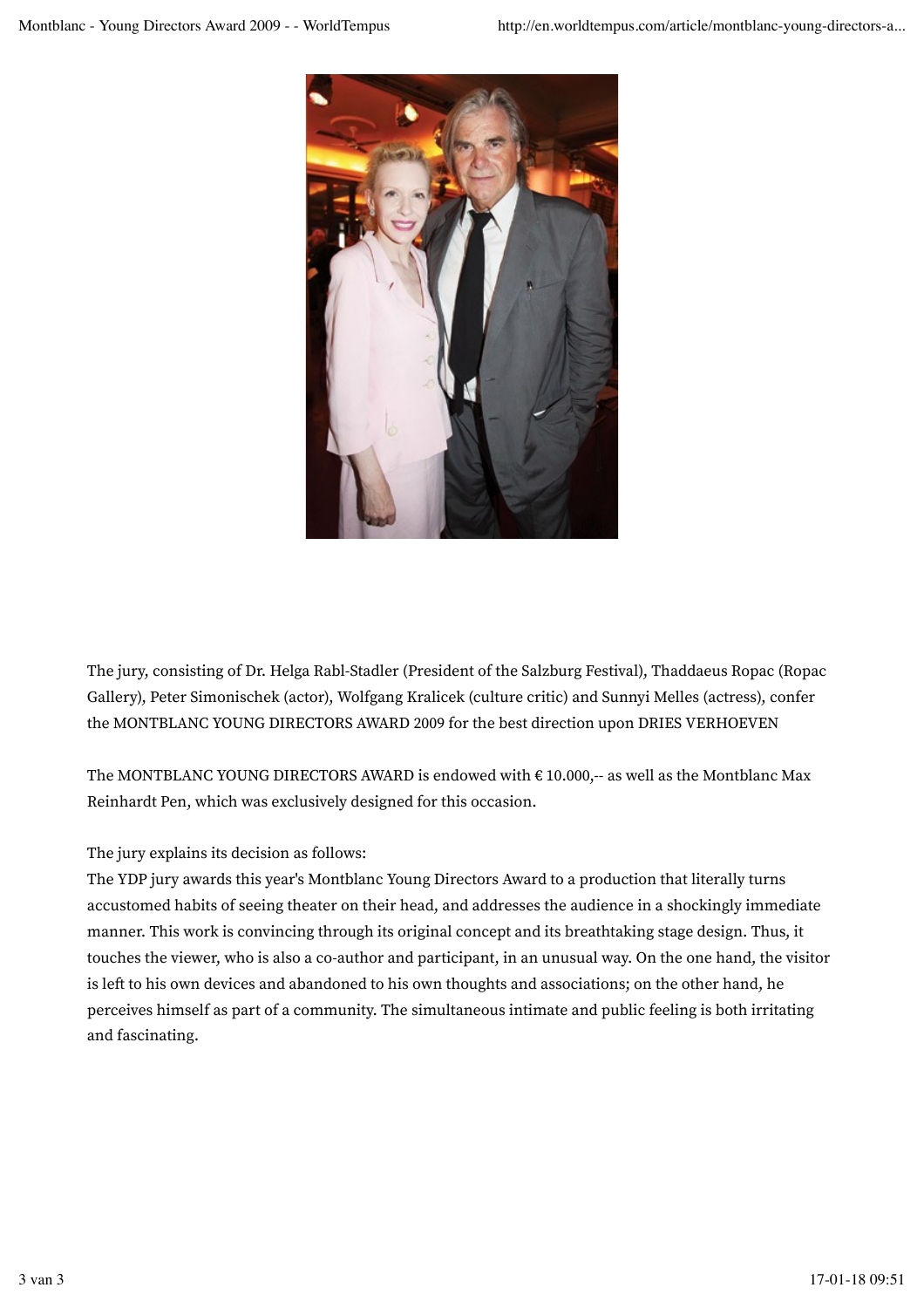The jury, consisting of Dr. Helga Rabl-Stadler (President of the Salzburg Festival), Thaddaeus Ropac (Ropac Gallery), Peter Simonischek (actor), Wolfgang Kralicek (culture critic) and Sunnyi Melles (actress), confer the MONTBLANC YOUNG DIRECTORS AWARD 2009 for the best direction upon DRIES VERHOEVEN

The MONTBLANC YOUNG DIRECTORS AWARD is endowed with € 10.000,-- as well as the Montblanc Max Reinhardt Pen, which was exclusively designed for this occasion.

The jury explains its decision as follows:
The YDP jury awards this year's Montblanc Young Directors Award to a production that literally turns accustomed habits of seeing theater on their head, and addresses the audience in a shockingly immediate manner. This work is convincing through its original concept and its breathtaking stage design. Thus, it touches the viewer, who is also a co-author and participant, in an unusual way. On the one hand, the visitor is left to his own devices and abandoned to his own thoughts and associations; on the other hand, he perceives himself as part of a community. The simultaneous intimate and public feeling is both irritating and fascinating.